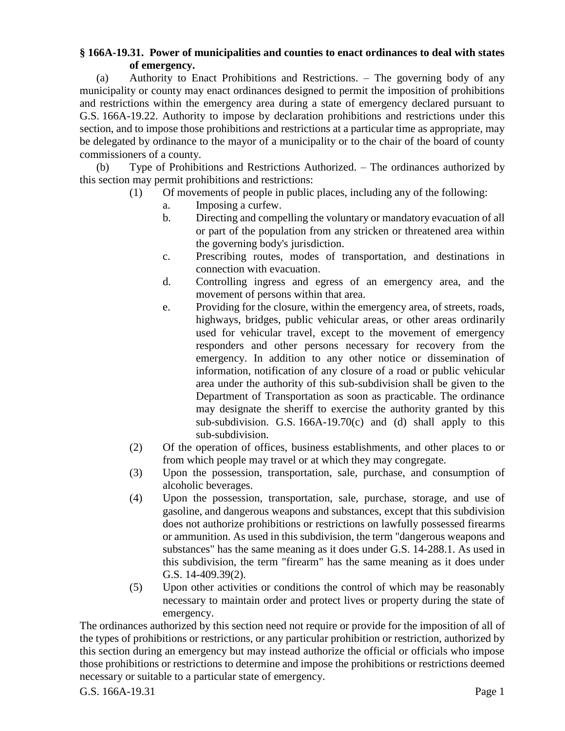**§ 166A-19.31. Power of municipalities and counties to enact ordinances to deal with states of emergency.**

(a) Authority to Enact Prohibitions and Restrictions. – The governing body of any municipality or county may enact ordinances designed to permit the imposition of prohibitions and restrictions within the emergency area during a state of emergency declared pursuant to G.S. 166A-19.22. Authority to impose by declaration prohibitions and restrictions under this section, and to impose those prohibitions and restrictions at a particular time as appropriate, may be delegated by ordinance to the mayor of a municipality or to the chair of the board of county commissioners of a county.

(b) Type of Prohibitions and Restrictions Authorized. – The ordinances authorized by this section may permit prohibitions and restrictions:

- (1) Of movements of people in public places, including any of the following:
  - a. Imposing a curfew.
  - b. Directing and compelling the voluntary or mandatory evacuation of all or part of the population from any stricken or threatened area within the governing body's jurisdiction.
  - c. Prescribing routes, modes of transportation, and destinations in connection with evacuation.
  - d. Controlling ingress and egress of an emergency area, and the movement of persons within that area.
  - e. Providing for the closure, within the emergency area, of streets, roads, highways, bridges, public vehicular areas, or other areas ordinarily used for vehicular travel, except to the movement of emergency responders and other persons necessary for recovery from the emergency. In addition to any other notice or dissemination of information, notification of any closure of a road or public vehicular area under the authority of this sub-subdivision shall be given to the Department of Transportation as soon as practicable. The ordinance may designate the sheriff to exercise the authority granted by this sub-subdivision. G.S. 166A-19.70(c) and (d) shall apply to this sub-subdivision.
- (2) Of the operation of offices, business establishments, and other places to or from which people may travel or at which they may congregate.
- (3) Upon the possession, transportation, sale, purchase, and consumption of alcoholic beverages.
- (4) Upon the possession, transportation, sale, purchase, storage, and use of gasoline, and dangerous weapons and substances, except that this subdivision does not authorize prohibitions or restrictions on lawfully possessed firearms or ammunition. As used in this subdivision, the term "dangerous weapons and substances" has the same meaning as it does under G.S. 14-288.1. As used in this subdivision, the term "firearm" has the same meaning as it does under G.S. 14-409.39(2).
- (5) Upon other activities or conditions the control of which may be reasonably necessary to maintain order and protect lives or property during the state of emergency.

The ordinances authorized by this section need not require or provide for the imposition of all of the types of prohibitions or restrictions, or any particular prohibition or restriction, authorized by this section during an emergency but may instead authorize the official or officials who impose those prohibitions or restrictions to determine and impose the prohibitions or restrictions deemed necessary or suitable to a particular state of emergency.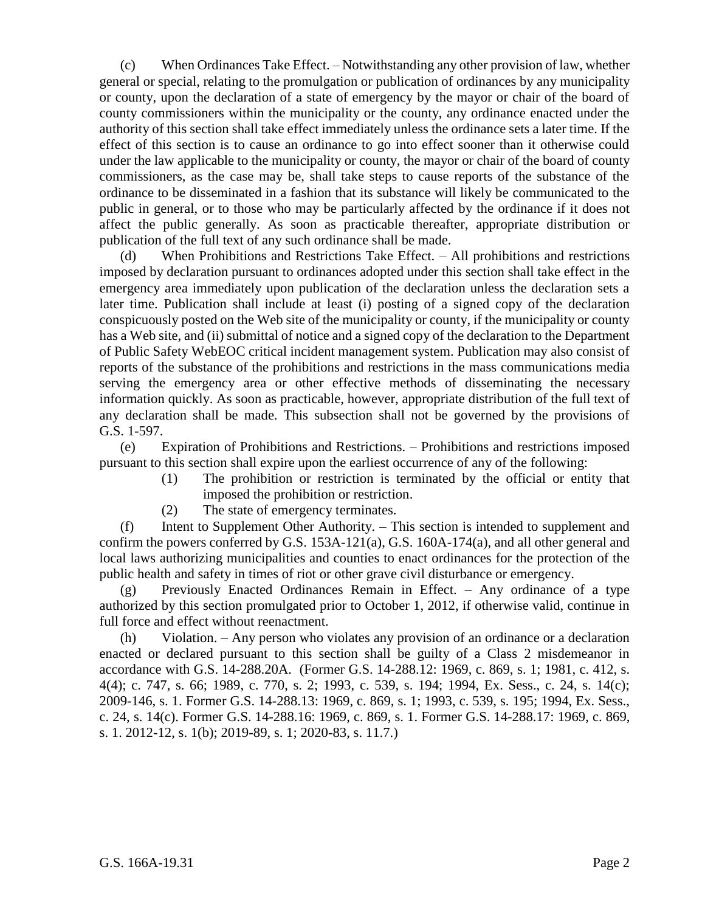(c) When Ordinances Take Effect. – Notwithstanding any other provision of law, whether general or special, relating to the promulgation or publication of ordinances by any municipality or county, upon the declaration of a state of emergency by the mayor or chair of the board of county commissioners within the municipality or the county, any ordinance enacted under the authority of this section shall take effect immediately unless the ordinance sets a later time. If the effect of this section is to cause an ordinance to go into effect sooner than it otherwise could under the law applicable to the municipality or county, the mayor or chair of the board of county commissioners, as the case may be, shall take steps to cause reports of the substance of the ordinance to be disseminated in a fashion that its substance will likely be communicated to the public in general, or to those who may be particularly affected by the ordinance if it does not affect the public generally. As soon as practicable thereafter, appropriate distribution or publication of the full text of any such ordinance shall be made.

(d) When Prohibitions and Restrictions Take Effect. – All prohibitions and restrictions imposed by declaration pursuant to ordinances adopted under this section shall take effect in the emergency area immediately upon publication of the declaration unless the declaration sets a later time. Publication shall include at least (i) posting of a signed copy of the declaration conspicuously posted on the Web site of the municipality or county, if the municipality or county has a Web site, and (ii) submittal of notice and a signed copy of the declaration to the Department of Public Safety WebEOC critical incident management system. Publication may also consist of reports of the substance of the prohibitions and restrictions in the mass communications media serving the emergency area or other effective methods of disseminating the necessary information quickly. As soon as practicable, however, appropriate distribution of the full text of any declaration shall be made. This subsection shall not be governed by the provisions of G.S. 1-597.

(e) Expiration of Prohibitions and Restrictions. – Prohibitions and restrictions imposed pursuant to this section shall expire upon the earliest occurrence of any of the following:

(1) The prohibition or restriction is terminated by the official or entity that imposed the prohibition or restriction.

(2) The state of emergency terminates.

(f) Intent to Supplement Other Authority. – This section is intended to supplement and confirm the powers conferred by G.S. 153A-121(a), G.S. 160A-174(a), and all other general and local laws authorizing municipalities and counties to enact ordinances for the protection of the public health and safety in times of riot or other grave civil disturbance or emergency.

(g) Previously Enacted Ordinances Remain in Effect. – Any ordinance of a type authorized by this section promulgated prior to October 1, 2012, if otherwise valid, continue in full force and effect without reenactment.

(h) Violation. – Any person who violates any provision of an ordinance or a declaration enacted or declared pursuant to this section shall be guilty of a Class 2 misdemeanor in accordance with G.S. 14-288.20A. (Former G.S. 14-288.12: 1969, c. 869, s. 1; 1981, c. 412, s. 4(4); c. 747, s. 66; 1989, c. 770, s. 2; 1993, c. 539, s. 194; 1994, Ex. Sess., c. 24, s. 14(c); 2009-146, s. 1. Former G.S. 14-288.13: 1969, c. 869, s. 1; 1993, c. 539, s. 195; 1994, Ex. Sess., c. 24, s. 14(c). Former G.S. 14-288.16: 1969, c. 869, s. 1. Former G.S. 14-288.17: 1969, c. 869, s. 1. 2012-12, s. 1(b); 2019-89, s. 1; 2020-83, s. 11.7.)